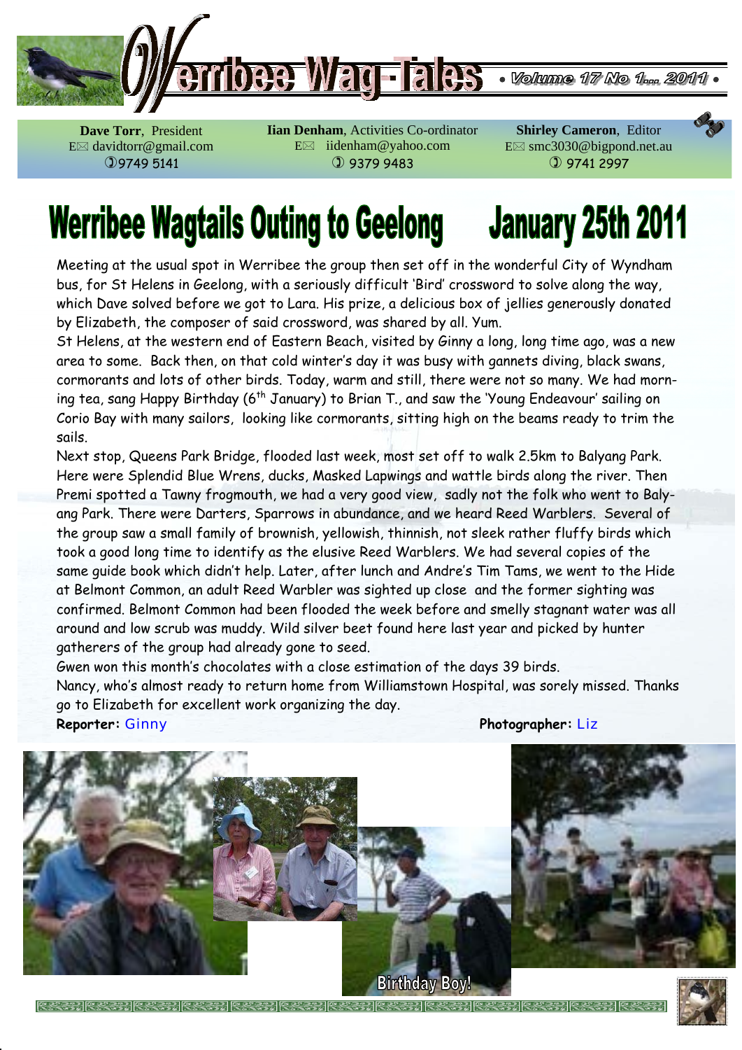# Werribee Wag-Tales

• Volume 17 No 1... 2011 •

**Dave Torr**, President
E✉ davidtorr@gmail.com
✆ 9749 5141

**Iian Denham**, Activities Co-ordinator
E✉ iidenham@yahoo.com
✆ 9379 9483

**Shirley Cameron**, Editor
E✉ smc3030@bigpond.net.au
✆ 9741 2997

## Werribee Wagtails Outing to Geelong  January 25th 2011

Meeting at the usual spot in Werribee the group then set off in the wonderful City of Wyndham bus, for St Helens in Geelong, with a seriously difficult 'Bird' crossword to solve along the way, which Dave solved before we got to Lara. His prize, a delicious box of jellies generously donated by Elizabeth, the composer of said crossword, was shared by all. Yum.

St Helens, at the western end of Eastern Beach, visited by Ginny a long, long time ago, was a new area to some. Back then, on that cold winter's day it was busy with gannets diving, black swans, cormorants and lots of other birds. Today, warm and still, there were not so many. We had morning tea, sang Happy Birthday (6th January) to Brian T., and saw the 'Young Endeavour' sailing on Corio Bay with many sailors, looking like cormorants, sitting high on the beams ready to trim the sails.

Next stop, Queens Park Bridge, flooded last week, most set off to walk 2.5km to Balyang Park. Here were Splendid Blue Wrens, ducks, Masked Lapwings and wattle birds along the river. Then Premi spotted a Tawny frogmouth, we had a very good view, sadly not the folk who went to Balyang Park. There were Darters, Sparrows in abundance, and we heard Reed Warblers. Several of the group saw a small family of brownish, yellowish, thinnish, not sleek rather fluffy birds which took a good long time to identify as the elusive Reed Warblers. We had several copies of the same guide book which didn't help. Later, after lunch and Andre's Tim Tams, we went to the Hide at Belmont Common, an adult Reed Warbler was sighted up close and the former sighting was confirmed. Belmont Common had been flooded the week before and smelly stagnant water was all around and low scrub was muddy. Wild silver beet found here last year and picked by hunter gatherers of the group had already gone to seed.

Gwen won this month's chocolates with a close estimation of the days 39 birds.

Nancy, who's almost ready to return home from Williamstown Hospital, was sorely missed. Thanks go to Elizabeth for excellent work organizing the day.

**Reporter:** Ginny  **Photographer:** Liz

Birthday Boy!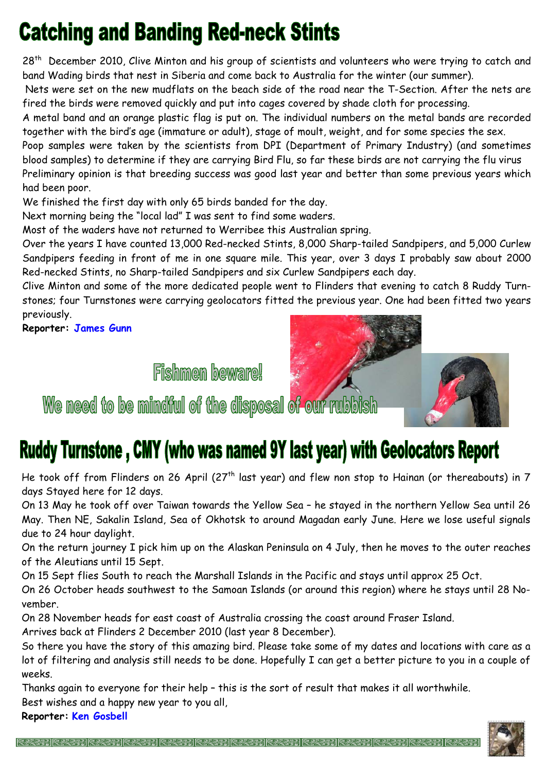# Catching and Banding Red-neck Stints

28th December 2010, Clive Minton and his group of scientists and volunteers who were trying to catch and band Wading birds that nest in Siberia and come back to Australia for the winter (our summer).

Nets were set on the new mudflats on the beach side of the road near the T-Section. After the nets are fired the birds were removed quickly and put into cages covered by shade cloth for processing.

A metal band and an orange plastic flag is put on. The individual numbers on the metal bands are recorded together with the bird's age (immature or adult), stage of moult, weight, and for some species the sex.

Poop samples were taken by the scientists from DPI (Department of Primary Industry) (and sometimes blood samples) to determine if they are carrying Bird Flu, so far these birds are not carrying the flu virus

Preliminary opinion is that breeding success was good last year and better than some previous years which had been poor.

We finished the first day with only 65 birds banded for the day.

Next morning being the "local lad" I was sent to find some waders.

Most of the waders have not returned to Werribee this Australian spring.

Over the years I have counted 13,000 Red-necked Stints, 8,000 Sharp-tailed Sandpipers, and 5,000 Curlew Sandpipers feeding in front of me in one square mile. This year, over 3 days I probably saw about 2000 Red-necked Stints, no Sharp-tailed Sandpipers and six Curlew Sandpipers each day.

Clive Minton and some of the more dedicated people went to Flinders that evening to catch 8 Ruddy Turnstones; four Turnstones were carrying geolocators fitted the previous year. One had been fitted two years previously.

**Reporter: James Gunn**

## Fishmen beware!

## We need to be mindful of the disposal of our rubbish

# Ruddy Turnstone , CMY (who was named 9Y last year) with Geolocators Report

He took off from Flinders on 26 April (27th last year) and flew non stop to Hainan (or thereabouts) in 7 days Stayed here for 12 days.

On 13 May he took off over Taiwan towards the Yellow Sea – he stayed in the northern Yellow Sea until 26 May. Then NE, Sakalin Island, Sea of Okhotsk to around Magadan early June. Here we lose useful signals due to 24 hour daylight.

On the return journey I pick him up on the Alaskan Peninsula on 4 July, then he moves to the outer reaches of the Aleutians until 15 Sept.

On 15 Sept flies South to reach the Marshall Islands in the Pacific and stays until approx 25 Oct.

On 26 October heads southwest to the Samoan Islands (or around this region) where he stays until 28 November.

On 28 November heads for east coast of Australia crossing the coast around Fraser Island.

Arrives back at Flinders 2 December 2010 (last year 8 December).

So there you have the story of this amazing bird. Please take some of my dates and locations with care as a lot of filtering and analysis still needs to be done. Hopefully I can get a better picture to you in a couple of weeks.

Thanks again to everyone for their help – this is the sort of result that makes it all worthwhile.

Best wishes and a happy new year to you all,

**Reporter: Ken Gosbell**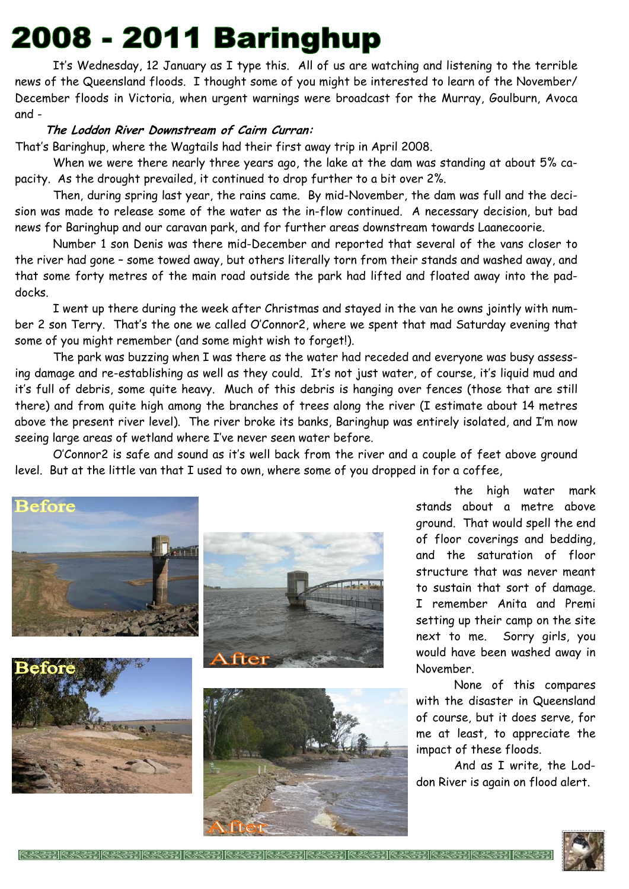# 2008 - 2011 Baringhup

It's Wednesday, 12 January as I type this. All of us are watching and listening to the terrible news of the Queensland floods. I thought some of you might be interested to learn of the November/December floods in Victoria, when urgent warnings were broadcast for the Murray, Goulburn, Avoca and -

***The Loddon River Downstream of Cairn Curran:***

That's Baringhup, where the Wagtails had their first away trip in April 2008.

When we were there nearly three years ago, the lake at the dam was standing at about 5% capacity. As the drought prevailed, it continued to drop further to a bit over 2%.

Then, during spring last year, the rains came. By mid-November, the dam was full and the decision was made to release some of the water as the in-flow continued. A necessary decision, but bad news for Baringhup and our caravan park, and for further areas downstream towards Laanecoorie.

Number 1 son Denis was there mid-December and reported that several of the vans closer to the river had gone – some towed away, but others literally torn from their stands and washed away, and that some forty metres of the main road outside the park had lifted and floated away into the paddocks.

I went up there during the week after Christmas and stayed in the van he owns jointly with number 2 son Terry. That's the one we called O'Connor2, where we spent that mad Saturday evening that some of you might remember (and some might wish to forget!).

The park was buzzing when I was there as the water had receded and everyone was busy assessing damage and re-establishing as well as they could. It's not just water, of course, it's liquid mud and it's full of debris, some quite heavy. Much of this debris is hanging over fences (those that are still there) and from quite high among the branches of trees along the river (I estimate about 14 metres above the present river level). The river broke its banks, Baringhup was entirely isolated, and I'm now seeing large areas of wetland where I've never seen water before.

O'Connor2 is safe and sound as it's well back from the river and a couple of feet above ground level. But at the little van that I used to own, where some of you dropped in for a coffee, the high water mark stands about a metre above ground. That would spell the end of floor coverings and bedding, and the saturation of floor structure that was never meant to sustain that sort of damage. I remember Anita and Premi setting up their camp on the site next to me. Sorry girls, you would have been washed away in November.

Before

After

Before

After

None of this compares with the disaster in Queensland of course, but it does serve, for me at least, to appreciate the impact of these floods.

And as I write, the Loddon River is again on flood alert.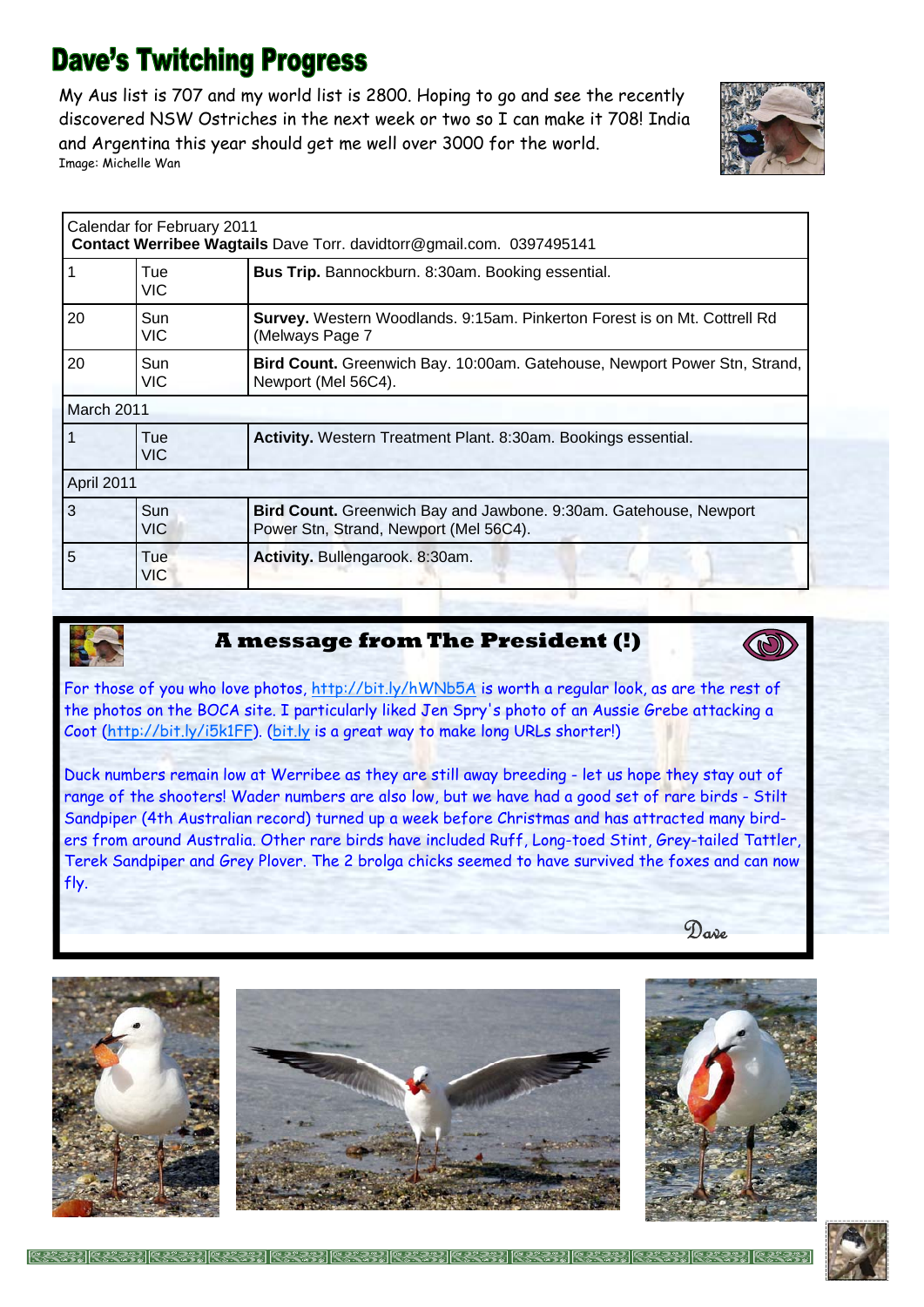# Dave's Twitching Progress

My Aus list is 707 and my world list is 2800. Hoping to go and see the recently discovered NSW Ostriches in the next week or two so I can make it 708! India and Argentina this year should get me well over 3000 for the world.

Image: Michelle Wan

| | | |
|---|---|---|
| Calendar for February 2011 **Contact Werribee Wagtails** Dave Torr. davidtorr@gmail.com. 0397495141 | | |
| 1 | Tue VIC | **Bus Trip.** Bannockburn. 8:30am. Booking essential. |
| 20 | Sun VIC | **Survey.** Western Woodlands. 9:15am. Pinkerton Forest is on Mt. Cottrell Rd (Melways Page 7 |
| 20 | Sun VIC | **Bird Count.** Greenwich Bay. 10:00am. Gatehouse, Newport Power Stn, Strand, Newport (Mel 56C4). |
| March 2011 | | |
| 1 | Tue VIC | **Activity.** Western Treatment Plant. 8:30am. Bookings essential. |
| April 2011 | | |
| 3 | Sun VIC | **Bird Count.** Greenwich Bay and Jawbone. 9:30am. Gatehouse, Newport Power Stn, Strand, Newport (Mel 56C4). |
| 5 | Tue VIC | **Activity.** Bullengarook. 8:30am. |

## A message from The President (!)

For those of you who love photos, http://bit.ly/hWNb5A is worth a regular look, as are the rest of the photos on the BOCA site. I particularly liked Jen Spry's photo of an Aussie Grebe attacking a Coot (http://bit.ly/i5k1FF). (bit.ly is a great way to make long URLs shorter!)

Duck numbers remain low at Werribee as they are still away breeding - let us hope they stay out of range of the shooters! Wader numbers are also low, but we have had a good set of rare birds - Stilt Sandpiper (4th Australian record) turned up a week before Christmas and has attracted many bird-ers from around Australia. Other rare birds have included Ruff, Long-toed Stint, Grey-tailed Tattler, Terek Sandpiper and Grey Plover. The 2 brolga chicks seemed to have survived the foxes and can now fly.

Dave